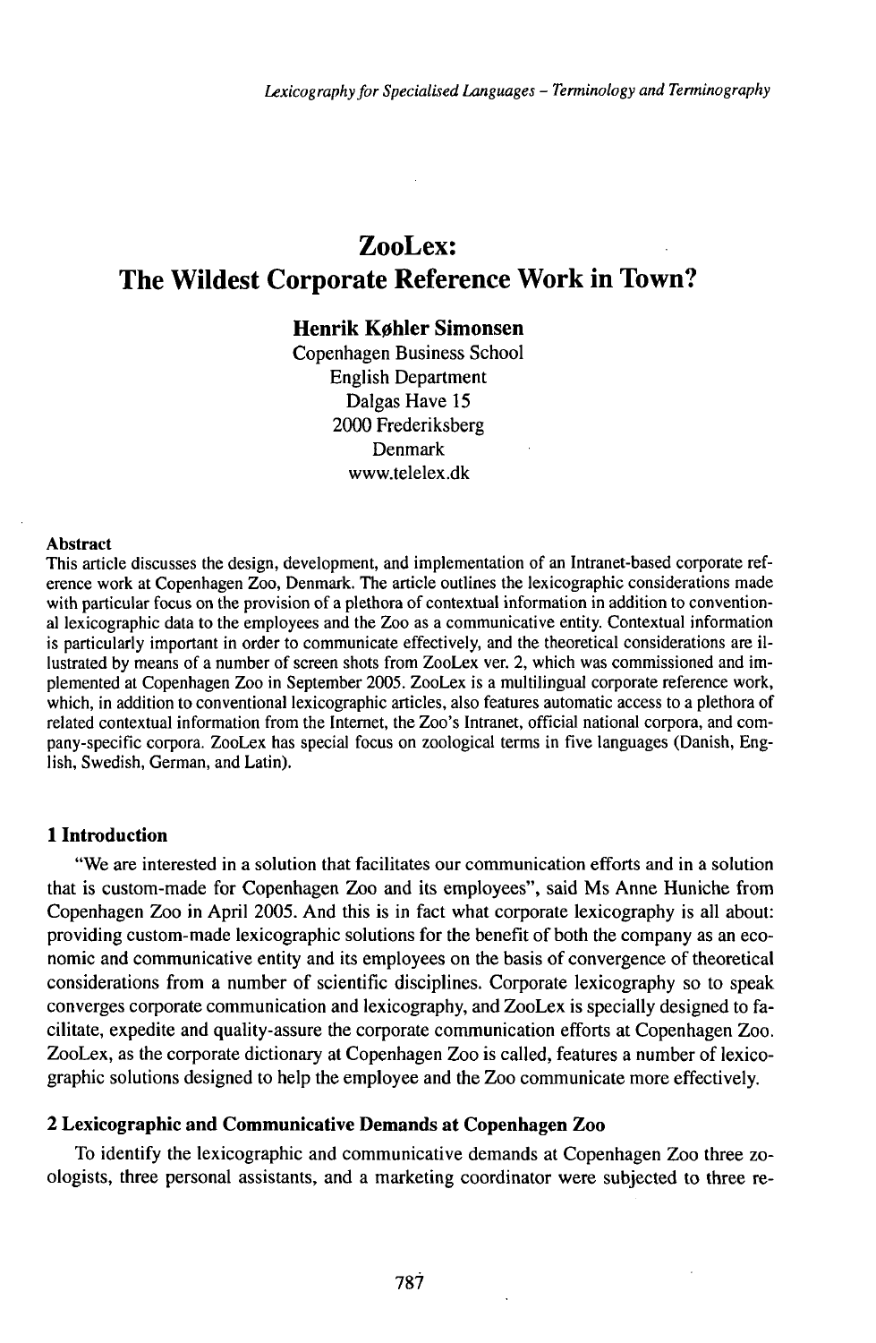# ZooLex: The Wildest Corporate Reference Work in Town?

**Henrik Køhler Simonsen**

Copenhagen Business School
English Department
Dalgas Have 15
2000 Frederiksberg
Denmark
www.telelex.dk

**Abstract**

This article discusses the design, development, and implementation of an Intranet-based corporate reference work at Copenhagen Zoo, Denmark. The article outlines the lexicographic considerations made with particular focus on the provision of a plethora of contextual information in addition to conventional lexicographic data to the employees and the Zoo as a communicative entity. Contextual information is particularly important in order to communicate effectively, and the theoretical considerations are illustrated by means of a number of screen shots from ZooLex ver. 2, which was commissioned and implemented at Copenhagen Zoo in September 2005. ZooLex is a multilingual corporate reference work, which, in addition to conventional lexicographic articles, also features automatic access to a plethora of related contextual information from the Internet, the Zoo's Intranet, official national corpora, and company-specific corpora. ZooLex has special focus on zoological terms in five languages (Danish, English, Swedish, German, and Latin).

## 1 Introduction

"We are interested in a solution that facilitates our communication efforts and in a solution that is custom-made for Copenhagen Zoo and its employees", said Ms Anne Huniche from Copenhagen Zoo in April 2005. And this is in fact what corporate lexicography is all about: providing custom-made lexicographic solutions for the benefit of both the company as an economic and communicative entity and its employees on the basis of convergence of theoretical considerations from a number of scientific disciplines. Corporate lexicography so to speak converges corporate communication and lexicography, and ZooLex is specially designed to facilitate, expedite and quality-assure the corporate communication efforts at Copenhagen Zoo. ZooLex, as the corporate dictionary at Copenhagen Zoo is called, features a number of lexicographic solutions designed to help the employee and the Zoo communicate more effectively.

## 2 Lexicographic and Communicative Demands at Copenhagen Zoo

To identify the lexicographic and communicative demands at Copenhagen Zoo three zoologists, three personal assistants, and a marketing coordinator were subjected to three re-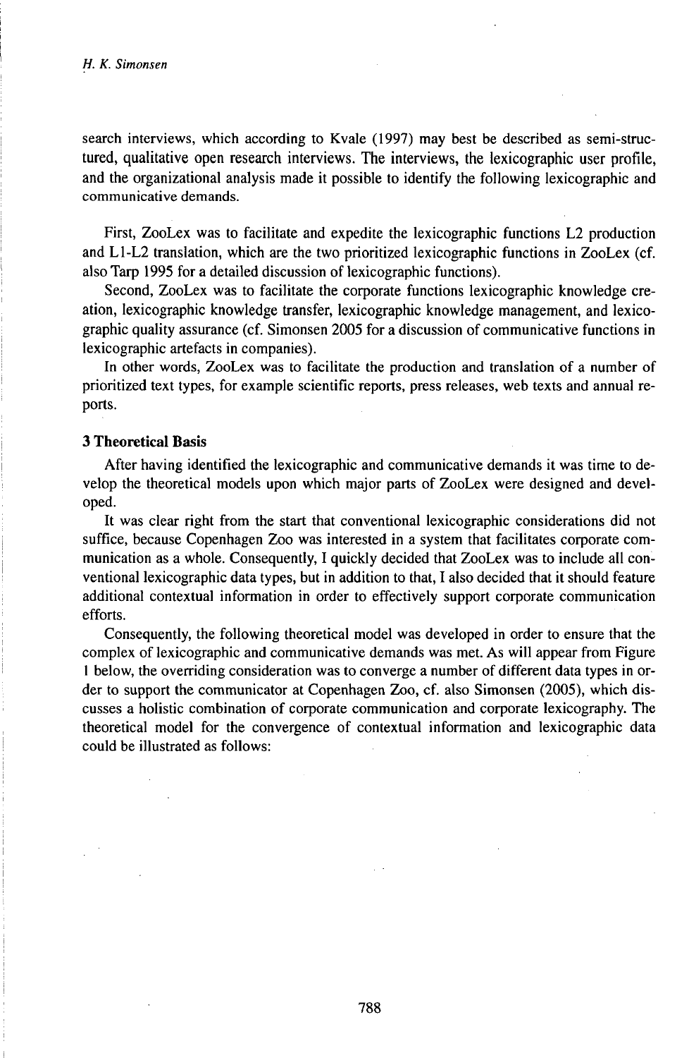search interviews, which according to Kvale (1997) may best be described as semi-structured, qualitative open research interviews. The interviews, the lexicographic user profile, and the organizational analysis made it possible to identify the following lexicographic and communicative demands.

First, ZooLex was to facilitate and expedite the lexicographic functions L2 production and L1-L2 translation, which are the two prioritized lexicographic functions in ZooLex (cf. also Tarp 1995 for a detailed discussion of lexicographic functions).

Second, ZooLex was to facilitate the corporate functions lexicographic knowledge creation, lexicographic knowledge transfer, lexicographic knowledge management, and lexicographic quality assurance (cf. Simonsen 2005 for a discussion of communicative functions in lexicographic artefacts in companies).

In other words, ZooLex was to facilitate the production and translation of a number of prioritized text types, for example scientific reports, press releases, web texts and annual reports.

## 3 Theoretical Basis

After having identified the lexicographic and communicative demands it was time to develop the theoretical models upon which major parts of ZooLex were designed and developed.

It was clear right from the start that conventional lexicographic considerations did not suffice, because Copenhagen Zoo was interested in a system that facilitates corporate communication as a whole. Consequently, I quickly decided that ZooLex was to include all conventional lexicographic data types, but in addition to that, I also decided that it should feature additional contextual information in order to effectively support corporate communication efforts.

Consequently, the following theoretical model was developed in order to ensure that the complex of lexicographic and communicative demands was met. As will appear from Figure 1 below, the overriding consideration was to converge a number of different data types in order to support the communicator at Copenhagen Zoo, cf. also Simonsen (2005), which discusses a holistic combination of corporate communication and corporate lexicography. The theoretical model for the convergence of contextual information and lexicographic data could be illustrated as follows: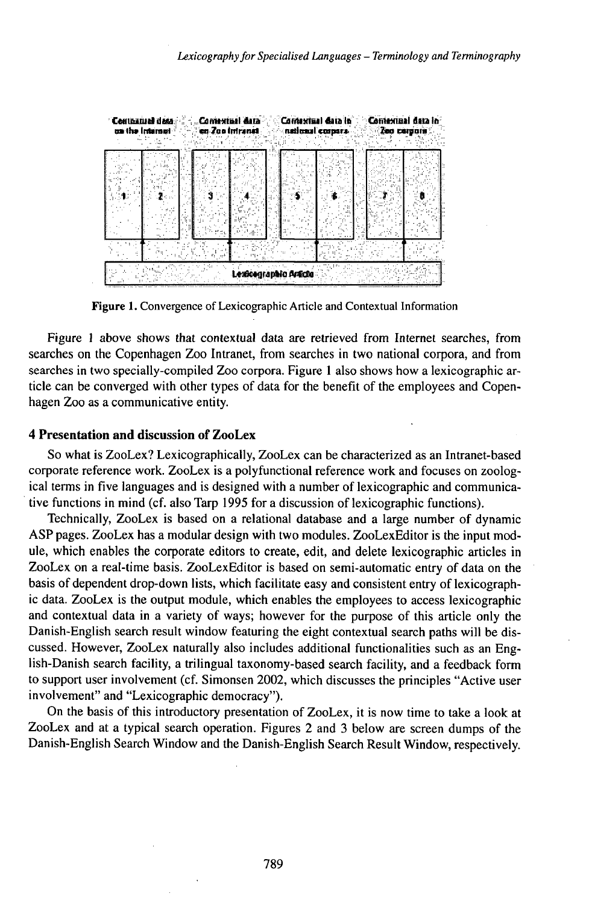**Figure 1.** Convergence of Lexicographic Article and Contextual Information

Figure 1 above shows that contextual data are retrieved from Internet searches, from searches on the Copenhagen Zoo Intranet, from searches in two national corpora, and from searches in two specially-compiled Zoo corpora. Figure 1 also shows how a lexicographic article can be converged with other types of data for the benefit of the employees and Copenhagen Zoo as a communicative entity.

## 4 Presentation and discussion of ZooLex

So what is ZooLex? Lexicographically, ZooLex can be characterized as an Intranet-based corporate reference work. ZooLex is a polyfunctional reference work and focuses on zoological terms in five languages and is designed with a number of lexicographic and communicative functions in mind (cf. also Tarp 1995 for a discussion of lexicographic functions).

Technically, ZooLex is based on a relational database and a large number of dynamic ASP pages. ZooLex has a modular design with two modules. ZooLexEditor is the input module, which enables the corporate editors to create, edit, and delete lexicographic articles in ZooLex on a real-time basis. ZooLexEditor is based on semi-automatic entry of data on the basis of dependent drop-down lists, which facilitate easy and consistent entry of lexicographic data. ZooLex is the output module, which enables the employees to access lexicographic and contextual data in a variety of ways; however for the purpose of this article only the Danish-English search result window featuring the eight contextual search paths will be discussed. However, ZooLex naturally also includes additional functionalities such as an English-Danish search facility, a trilingual taxonomy-based search facility, and a feedback form to support user involvement (cf. Simonsen 2002, which discusses the principles "Active user involvement" and "Lexicographic democracy").

On the basis of this introductory presentation of ZooLex, it is now time to take a look at ZooLex and at a typical search operation. Figures 2 and 3 below are screen dumps of the Danish-English Search Window and the Danish-English Search Result Window, respectively.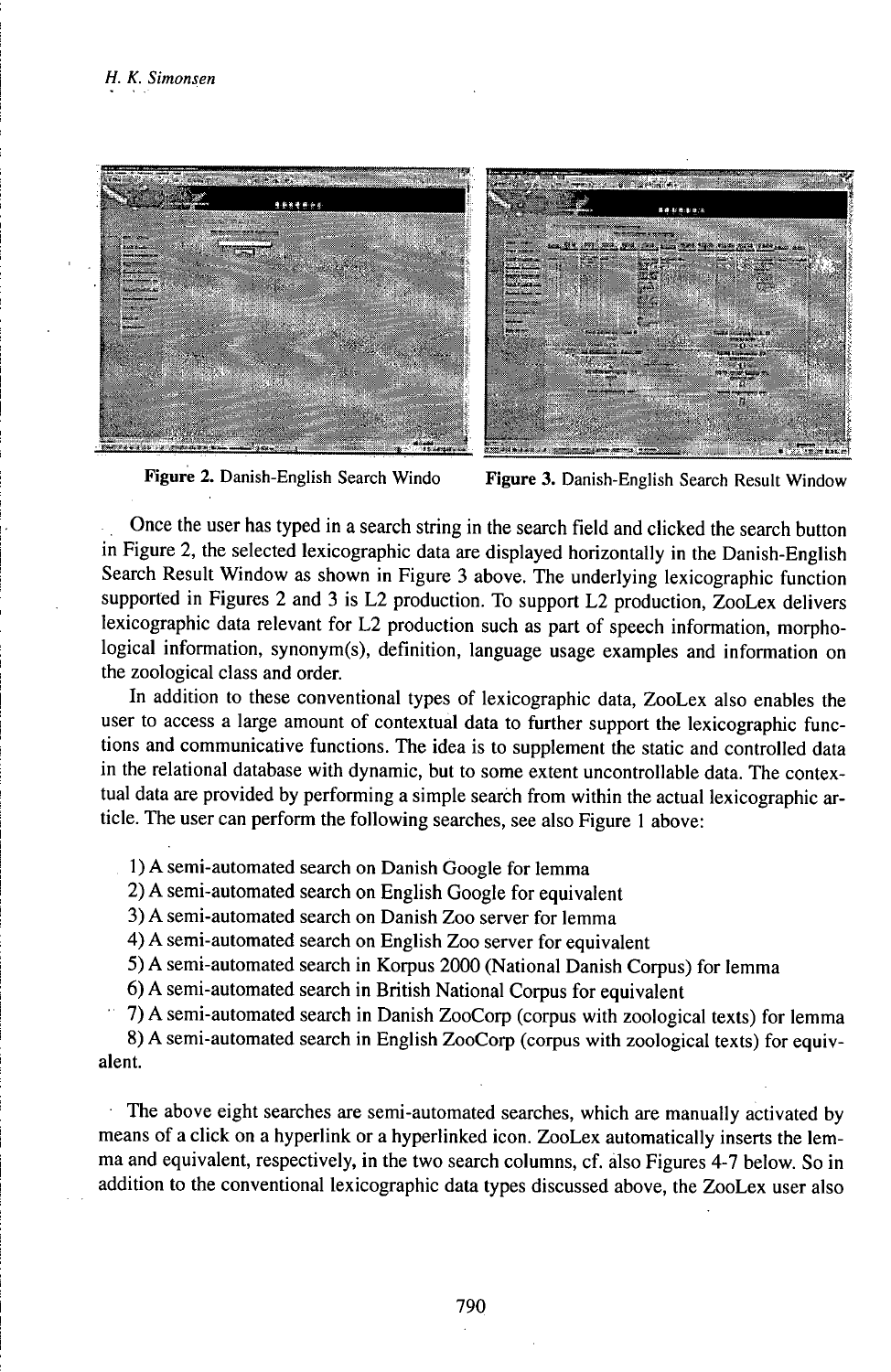Figure 2. Danish-English Search Windo

Figure 3. Danish-English Search Result Window

Once the user has typed in a search string in the search field and clicked the search button in Figure 2, the selected lexicographic data are displayed horizontally in the Danish-English Search Result Window as shown in Figure 3 above. The underlying lexicographic function supported in Figures 2 and 3 is L2 production. To support L2 production, ZooLex delivers lexicographic data relevant for L2 production such as part of speech information, morphological information, synonym(s), definition, language usage examples and information on the zoological class and order.

In addition to these conventional types of lexicographic data, ZooLex also enables the user to access a large amount of contextual data to further support the lexicographic functions and communicative functions. The idea is to supplement the static and controlled data in the relational database with dynamic, but to some extent uncontrollable data. The contextual data are provided by performing a simple search from within the actual lexicographic article. The user can perform the following searches, see also Figure 1 above:

1) A semi-automated search on Danish Google for lemma
2) A semi-automated search on English Google for equivalent
3) A semi-automated search on Danish Zoo server for lemma
4) A semi-automated search on English Zoo server for equivalent
5) A semi-automated search in Korpus 2000 (National Danish Corpus) for lemma
6) A semi-automated search in British National Corpus for equivalent
7) A semi-automated search in Danish ZooCorp (corpus with zoological texts) for lemma
8) A semi-automated search in English ZooCorp (corpus with zoological texts) for equivalent.

The above eight searches are semi-automated searches, which are manually activated by means of a click on a hyperlink or a hyperlinked icon. ZooLex automatically inserts the lemma and equivalent, respectively, in the two search columns, cf. also Figures 4-7 below. So in addition to the conventional lexicographic data types discussed above, the ZooLex user also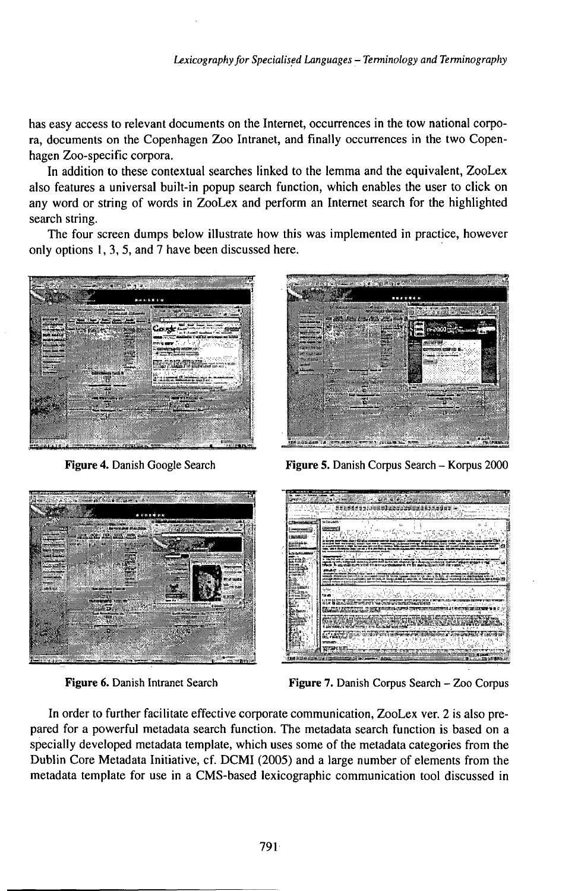has easy access to relevant documents on the Internet, occurrences in the tow national corpora, documents on the Copenhagen Zoo Intranet, and finally occurrences in the two Copenhagen Zoo-specific corpora.

In addition to these contextual searches linked to the lemma and the equivalent, ZooLex also features a universal built-in popup search function, which enables the user to click on any word or string of words in ZooLex and perform an Internet search for the highlighted search string.

The four screen dumps below illustrate how this was implemented in practice, however only options 1, 3, 5, and 7 have been discussed here.

**Figure 4.** Danish Google Search

**Figure 5.** Danish Corpus Search – Korpus 2000

**Figure 6.** Danish Intranet Search

**Figure 7.** Danish Corpus Search – Zoo Corpus

In order to further facilitate effective corporate communication, ZooLex ver. 2 is also prepared for a powerful metadata search function. The metadata search function is based on a specially developed metadata template, which uses some of the metadata categories from the Dublin Core Metadata Initiative, cf. DCMI (2005) and a large number of elements from the metadata template for use in a CMS-based lexicographic communication tool discussed in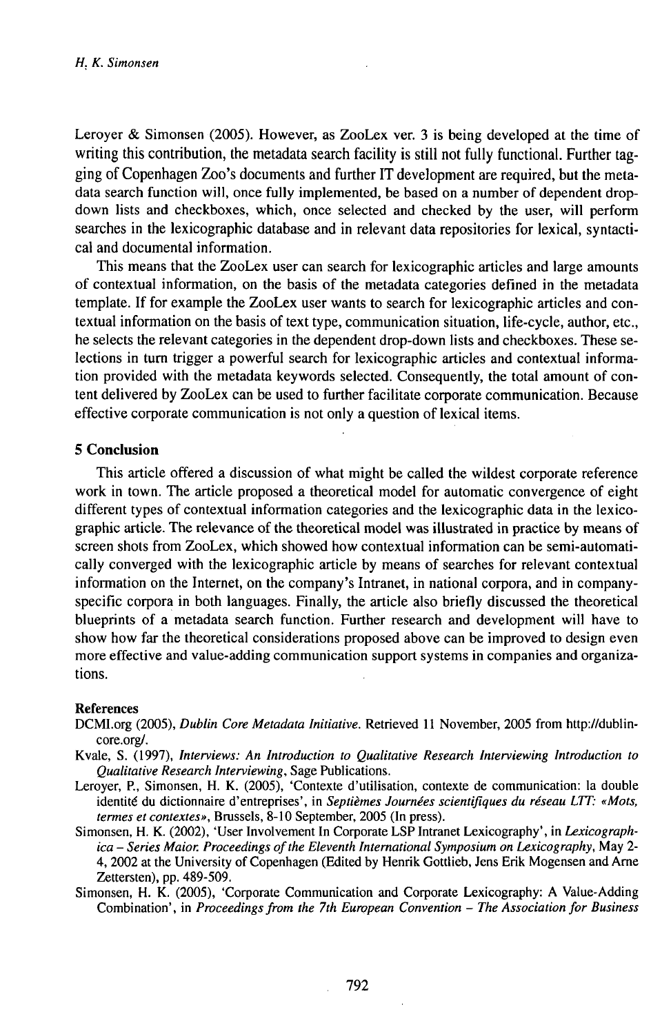Leroyer & Simonsen (2005). However, as ZooLex ver. 3 is being developed at the time of writing this contribution, the metadata search facility is still not fully functional. Further tagging of Copenhagen Zoo's documents and further IT development are required, but the metadata search function will, once fully implemented, be based on a number of dependent drop-down lists and checkboxes, which, once selected and checked by the user, will perform searches in the lexicographic database and in relevant data repositories for lexical, syntactical and documental information.

This means that the ZooLex user can search for lexicographic articles and large amounts of contextual information, on the basis of the metadata categories defined in the metadata template. If for example the ZooLex user wants to search for lexicographic articles and contextual information on the basis of text type, communication situation, life-cycle, author, etc., he selects the relevant categories in the dependent drop-down lists and checkboxes. These selections in turn trigger a powerful search for lexicographic articles and contextual information provided with the metadata keywords selected. Consequently, the total amount of content delivered by ZooLex can be used to further facilitate corporate communication. Because effective corporate communication is not only a question of lexical items.

## 5 Conclusion

This article offered a discussion of what might be called the wildest corporate reference work in town. The article proposed a theoretical model for automatic convergence of eight different types of contextual information categories and the lexicographic data in the lexicographic article. The relevance of the theoretical model was illustrated in practice by means of screen shots from ZooLex, which showed how contextual information can be semi-automatically converged with the lexicographic article by means of searches for relevant contextual information on the Internet, on the company's Intranet, in national corpora, and in company-specific corpora in both languages. Finally, the article also briefly discussed the theoretical blueprints of a metadata search function. Further research and development will have to show how far the theoretical considerations proposed above can be improved to design even more effective and value-adding communication support systems in companies and organizations.

## References

DCMI.org (2005), *Dublin Core Metadata Initiative.* Retrieved 11 November, 2005 from http://dublincore.org/.

Kvale, S. (1997), *Interviews: An Introduction to Qualitative Research Interviewing Introduction to Qualitative Research Interviewing*, Sage Publications.

Leroyer, P., Simonsen, H. K. (2005), 'Contexte d'utilisation, contexte de communication: la double identité du dictionnaire d'entreprises', in *Septièmes Journées scientifiques du réseau LTT: «Mots, termes et contextes»*, Brussels, 8-10 September, 2005 (In press).

Simonsen, H. K. (2002), 'User Involvement In Corporate LSP Intranet Lexicography', in *Lexicographica – Series Maior. Proceedings of the Eleventh International Symposium on Lexicography*, May 2-4, 2002 at the University of Copenhagen (Edited by Henrik Gottlieb, Jens Erik Mogensen and Arne Zettersten), pp. 489-509.

Simonsen, H. K. (2005), 'Corporate Communication and Corporate Lexicography: A Value-Adding Combination', in *Proceedings from the 7th European Convention – The Association for Business*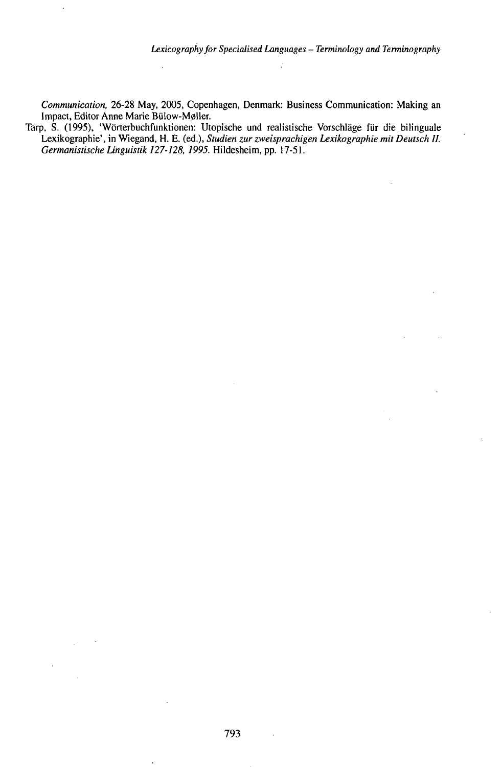*Communication,* 26-28 May, 2005, Copenhagen, Denmark: Business Communication: Making an Impact, Editor Anne Marie Bülow-Møller.

Tarp, S. (1995), 'Wörterbuchfunktionen: Utopische und realistische Vorschläge für die bilinguale Lexikographie', in Wiegand, H. E. (ed.), *Studien zur zweisprachigen Lexikographie mit Deutsch II. Germanistische Linguistik 127-128, 1995.* Hildesheim, pp. 17-51.